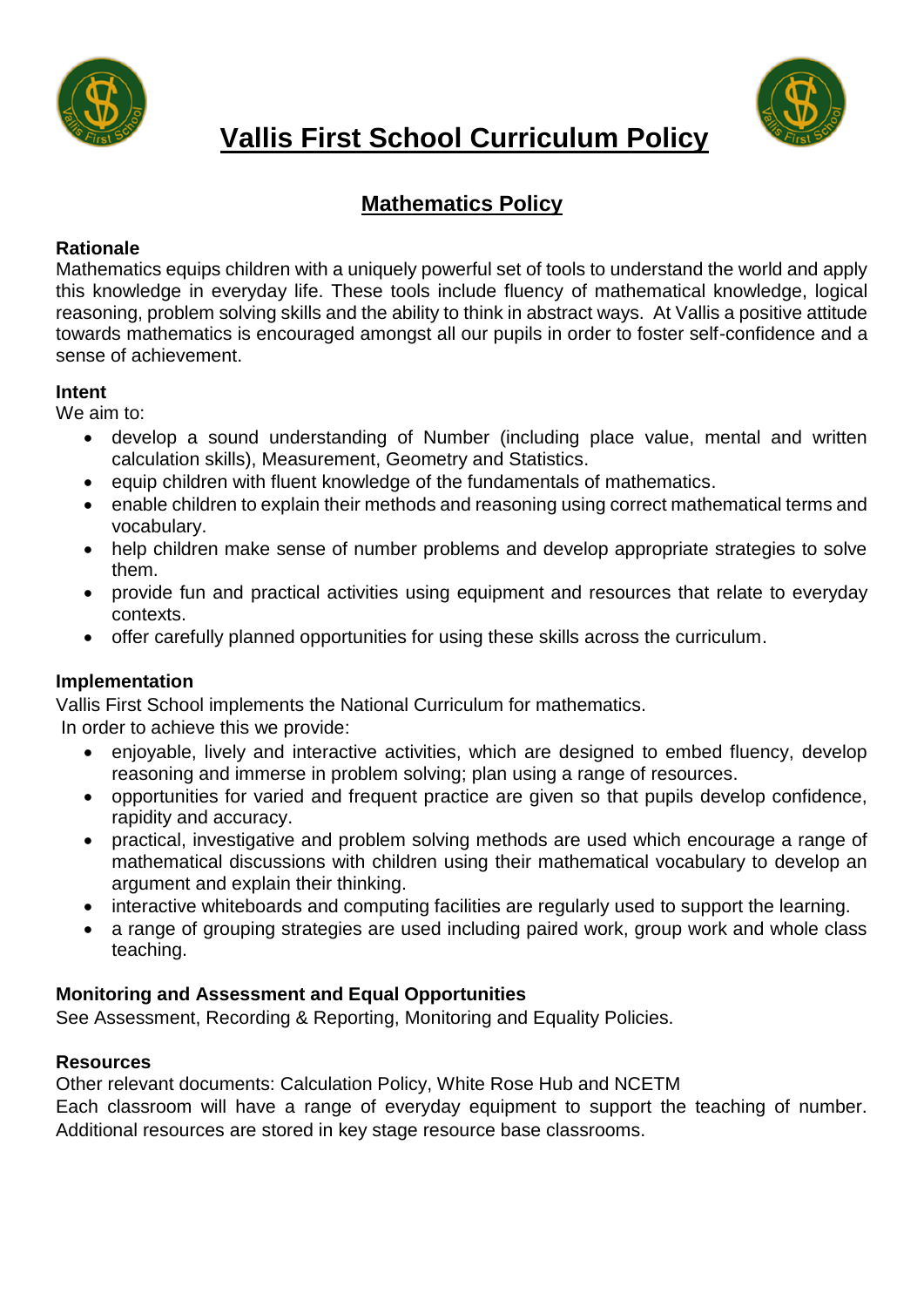# Vallis First School Curriculum Policy

## Mathematics Policy

### Rationale

Mathematics equips children with a uniquely powerful set of tools to understand the world and apply this knowledge in everyday life. These tools include fluency of mathematical knowledge, logical reasoning, problem solving skills and the ability to think in abstract ways. At Vallis a positive attitude towards mathematics is encouraged amongst all our pupils in order to foster self-confidence and a sense of achievement.

### Intent

We aim to:

- develop a sound understanding of Number (including place value, mental and written calculation skills), Measurement, Geometry and Statistics.
- equip children with fluent knowledge of the fundamentals of mathematics.
- enable children to explain their methods and reasoning using correct mathematical terms and vocabulary.
- help children make sense of number problems and develop appropriate strategies to solve them.
- provide fun and practical activities using equipment and resources that relate to everyday contexts.
- offer carefully planned opportunities for using these skills across the curriculum.

### Implementation

Vallis First School implements the National Curriculum for mathematics.
In order to achieve this we provide:

- enjoyable, lively and interactive activities, which are designed to embed fluency, develop reasoning and immerse in problem solving; plan using a range of resources.
- opportunities for varied and frequent practice are given so that pupils develop confidence, rapidity and accuracy.
- practical, investigative and problem solving methods are used which encourage a range of mathematical discussions with children using their mathematical vocabulary to develop an argument and explain their thinking.
- interactive whiteboards and computing facilities are regularly used to support the learning.
- a range of grouping strategies are used including paired work, group work and whole class teaching.

### Monitoring and Assessment and Equal Opportunities

See Assessment, Recording & Reporting, Monitoring and Equality Policies.

### Resources

Other relevant documents: Calculation Policy, White Rose Hub and NCETM
Each classroom will have a range of everyday equipment to support the teaching of number. Additional resources are stored in key stage resource base classrooms.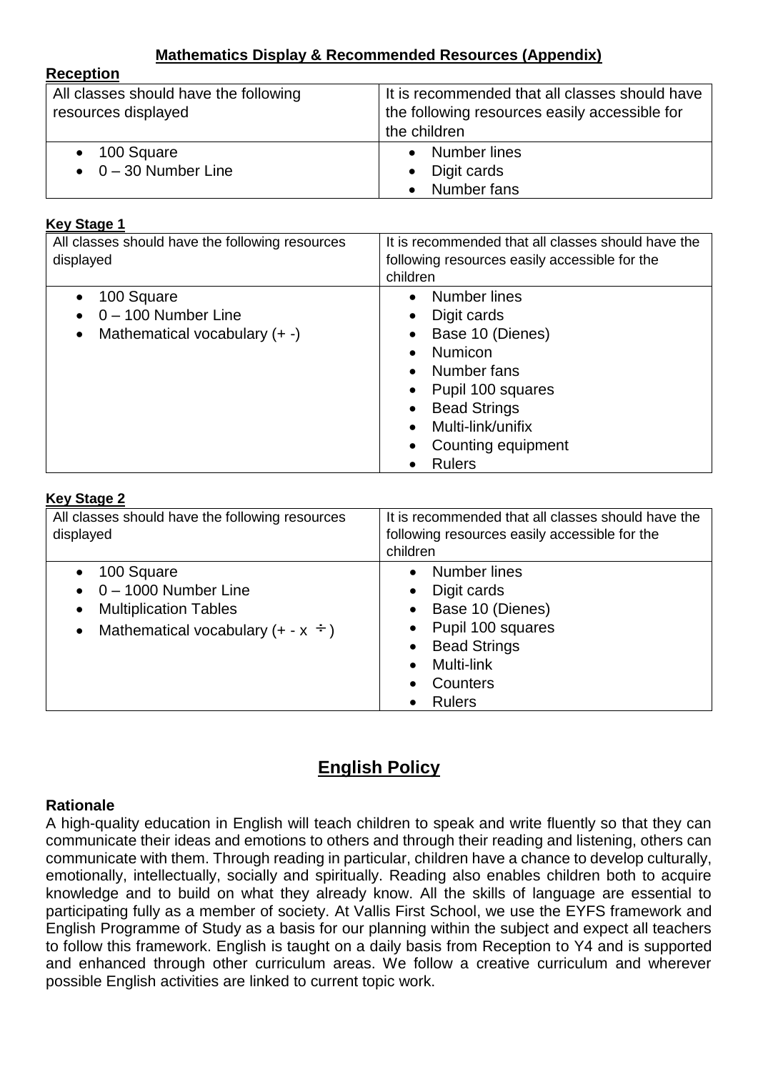**Mathematics Display & Recommended Resources (Appendix)**

**Reception**

| All classes should have the following resources displayed | It is recommended that all classes should have the following resources easily accessible for the children |
|---|---|
| • 100 Square<br>• 0 – 30 Number Line | • Number lines<br>• Digit cards<br>• Number fans |

**Key Stage 1**

| All classes should have the following resources displayed | It is recommended that all classes should have the following resources easily accessible for the children |
|---|---|
| • 100 Square<br>• 0 – 100 Number Line<br>• Mathematical vocabulary (+ -) | • Number lines<br>• Digit cards<br>• Base 10 (Dienes)<br>• Numicon<br>• Number fans<br>• Pupil 100 squares<br>• Bead Strings<br>• Multi-link/unifix<br>• Counting equipment<br>• Rulers |

**Key Stage 2**

| All classes should have the following resources displayed | It is recommended that all classes should have the following resources easily accessible for the children |
|---|---|
| • 100 Square<br>• 0 – 1000 Number Line<br>• Multiplication Tables<br>• Mathematical vocabulary (+ - x ÷) | • Number lines<br>• Digit cards<br>• Base 10 (Dienes)<br>• Pupil 100 squares<br>• Bead Strings<br>• Multi-link<br>• Counters<br>• Rulers |

# English Policy

**Rationale**

A high-quality education in English will teach children to speak and write fluently so that they can communicate their ideas and emotions to others and through their reading and listening, others can communicate with them. Through reading in particular, children have a chance to develop culturally, emotionally, intellectually, socially and spiritually. Reading also enables children both to acquire knowledge and to build on what they already know. All the skills of language are essential to participating fully as a member of society. At Vallis First School, we use the EYFS framework and English Programme of Study as a basis for our planning within the subject and expect all teachers to follow this framework. English is taught on a daily basis from Reception to Y4 and is supported and enhanced through other curriculum areas. We follow a creative curriculum and wherever possible English activities are linked to current topic work.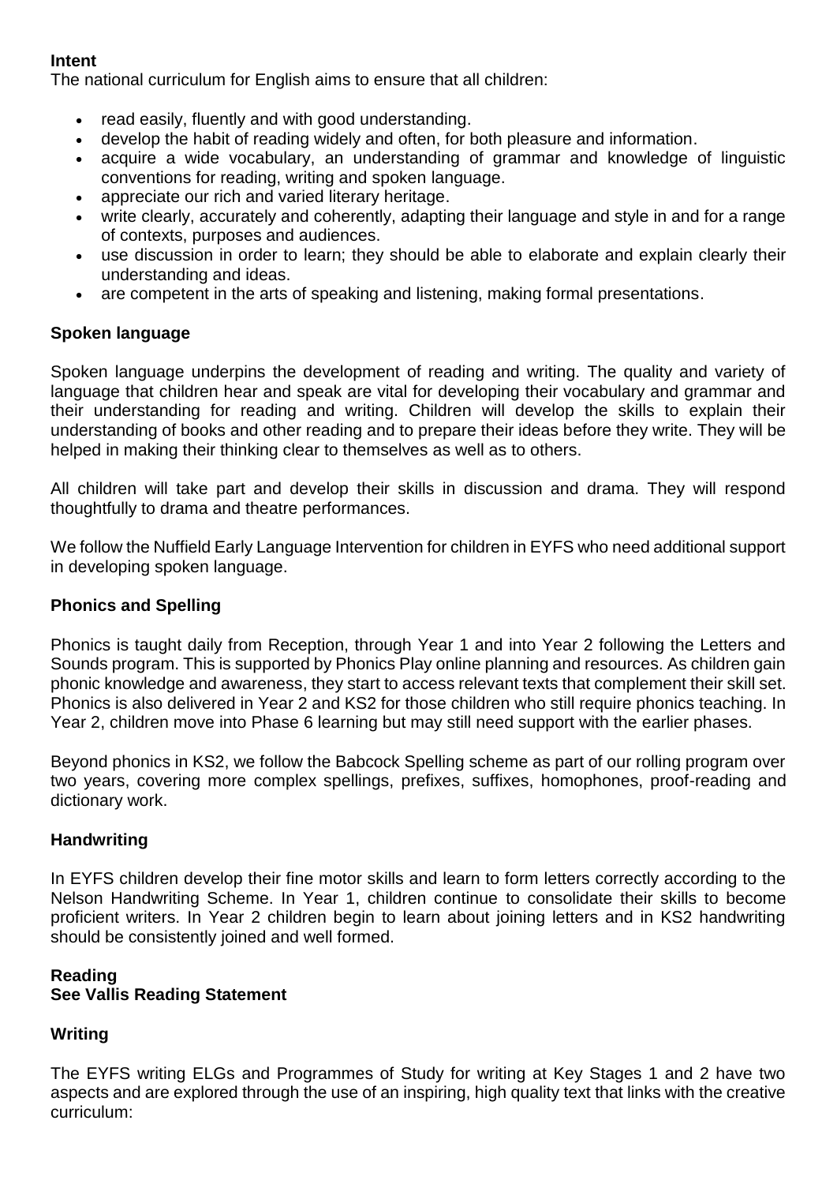**Intent**

The national curriculum for English aims to ensure that all children:

- read easily, fluently and with good understanding.
- develop the habit of reading widely and often, for both pleasure and information.
- acquire a wide vocabulary, an understanding of grammar and knowledge of linguistic conventions for reading, writing and spoken language.
- appreciate our rich and varied literary heritage.
- write clearly, accurately and coherently, adapting their language and style in and for a range of contexts, purposes and audiences.
- use discussion in order to learn; they should be able to elaborate and explain clearly their understanding and ideas.
- are competent in the arts of speaking and listening, making formal presentations.

**Spoken language**

Spoken language underpins the development of reading and writing. The quality and variety of language that children hear and speak are vital for developing their vocabulary and grammar and their understanding for reading and writing. Children will develop the skills to explain their understanding of books and other reading and to prepare their ideas before they write. They will be helped in making their thinking clear to themselves as well as to others.

All children will take part and develop their skills in discussion and drama. They will respond thoughtfully to drama and theatre performances.

We follow the Nuffield Early Language Intervention for children in EYFS who need additional support in developing spoken language.

**Phonics and Spelling**

Phonics is taught daily from Reception, through Year 1 and into Year 2 following the Letters and Sounds program. This is supported by Phonics Play online planning and resources. As children gain phonic knowledge and awareness, they start to access relevant texts that complement their skill set. Phonics is also delivered in Year 2 and KS2 for those children who still require phonics teaching. In Year 2, children move into Phase 6 learning but may still need support with the earlier phases.

Beyond phonics in KS2, we follow the Babcock Spelling scheme as part of our rolling program over two years, covering more complex spellings, prefixes, suffixes, homophones, proof-reading and dictionary work.

**Handwriting**

In EYFS children develop their fine motor skills and learn to form letters correctly according to the Nelson Handwriting Scheme. In Year 1, children continue to consolidate their skills to become proficient writers. In Year 2 children begin to learn about joining letters and in KS2 handwriting should be consistently joined and well formed.

**Reading**
**See Vallis Reading Statement**

**Writing**

The EYFS writing ELGs and Programmes of Study for writing at Key Stages 1 and 2 have two aspects and are explored through the use of an inspiring, high quality text that links with the creative curriculum: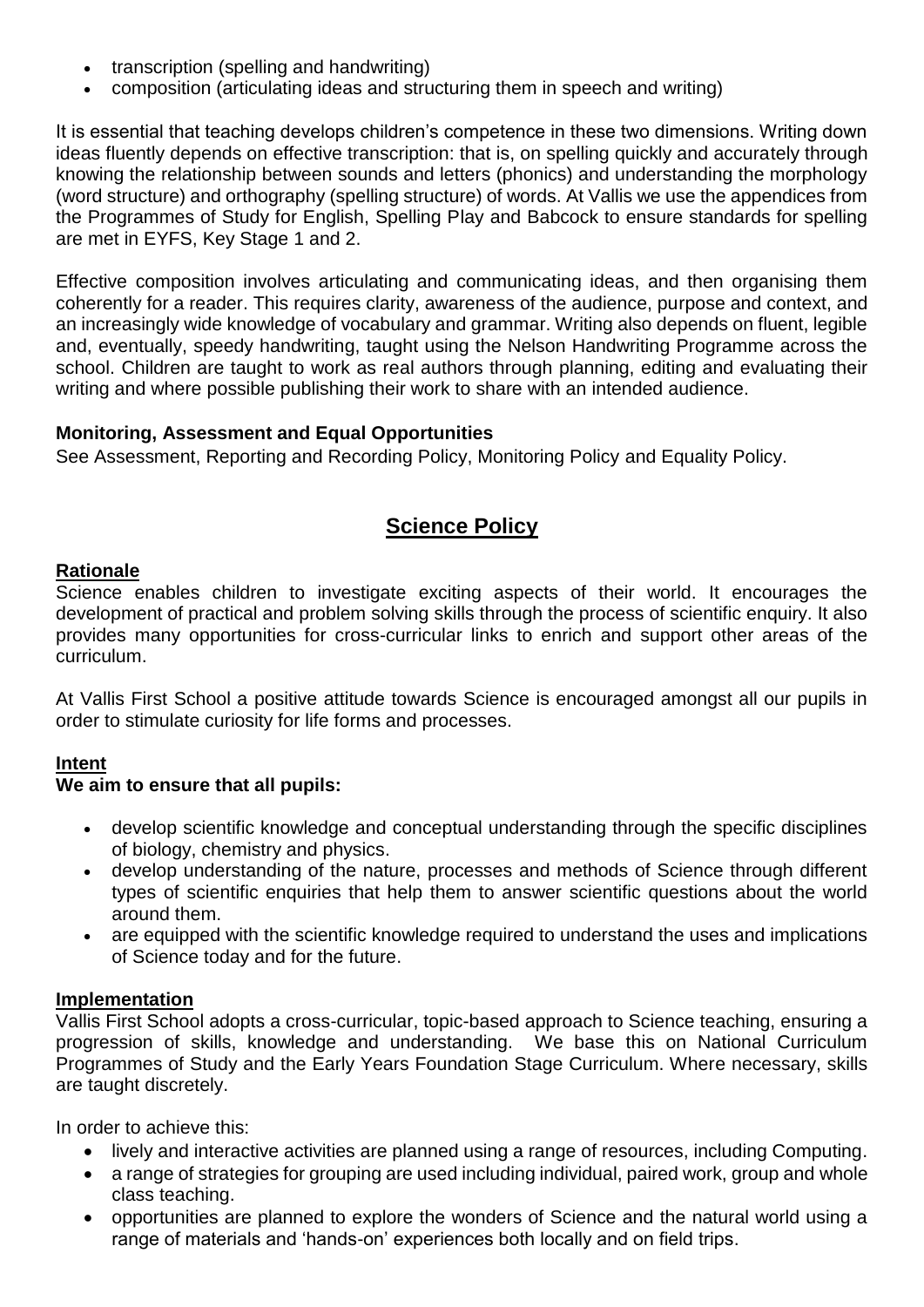- transcription (spelling and handwriting)
- composition (articulating ideas and structuring them in speech and writing)

It is essential that teaching develops children's competence in these two dimensions. Writing down ideas fluently depends on effective transcription: that is, on spelling quickly and accurately through knowing the relationship between sounds and letters (phonics) and understanding the morphology (word structure) and orthography (spelling structure) of words. At Vallis we use the appendices from the Programmes of Study for English, Spelling Play and Babcock to ensure standards for spelling are met in EYFS, Key Stage 1 and 2.

Effective composition involves articulating and communicating ideas, and then organising them coherently for a reader. This requires clarity, awareness of the audience, purpose and context, and an increasingly wide knowledge of vocabulary and grammar. Writing also depends on fluent, legible and, eventually, speedy handwriting, taught using the Nelson Handwriting Programme across the school. Children are taught to work as real authors through planning, editing and evaluating their writing and where possible publishing their work to share with an intended audience.

**Monitoring, Assessment and Equal Opportunities**

See Assessment, Reporting and Recording Policy, Monitoring Policy and Equality Policy.

## Science Policy

### Rationale

Science enables children to investigate exciting aspects of their world. It encourages the development of practical and problem solving skills through the process of scientific enquiry. It also provides many opportunities for cross-curricular links to enrich and support other areas of the curriculum.

At Vallis First School a positive attitude towards Science is encouraged amongst all our pupils in order to stimulate curiosity for life forms and processes.

### Intent

**We aim to ensure that all pupils:**

- develop scientific knowledge and conceptual understanding through the specific disciplines of biology, chemistry and physics.
- develop understanding of the nature, processes and methods of Science through different types of scientific enquiries that help them to answer scientific questions about the world around them.
- are equipped with the scientific knowledge required to understand the uses and implications of Science today and for the future.

### Implementation

Vallis First School adopts a cross-curricular, topic-based approach to Science teaching, ensuring a progression of skills, knowledge and understanding. We base this on National Curriculum Programmes of Study and the Early Years Foundation Stage Curriculum. Where necessary, skills are taught discretely.

In order to achieve this:

- lively and interactive activities are planned using a range of resources, including Computing.
- a range of strategies for grouping are used including individual, paired work, group and whole class teaching.
- opportunities are planned to explore the wonders of Science and the natural world using a range of materials and 'hands-on' experiences both locally and on field trips.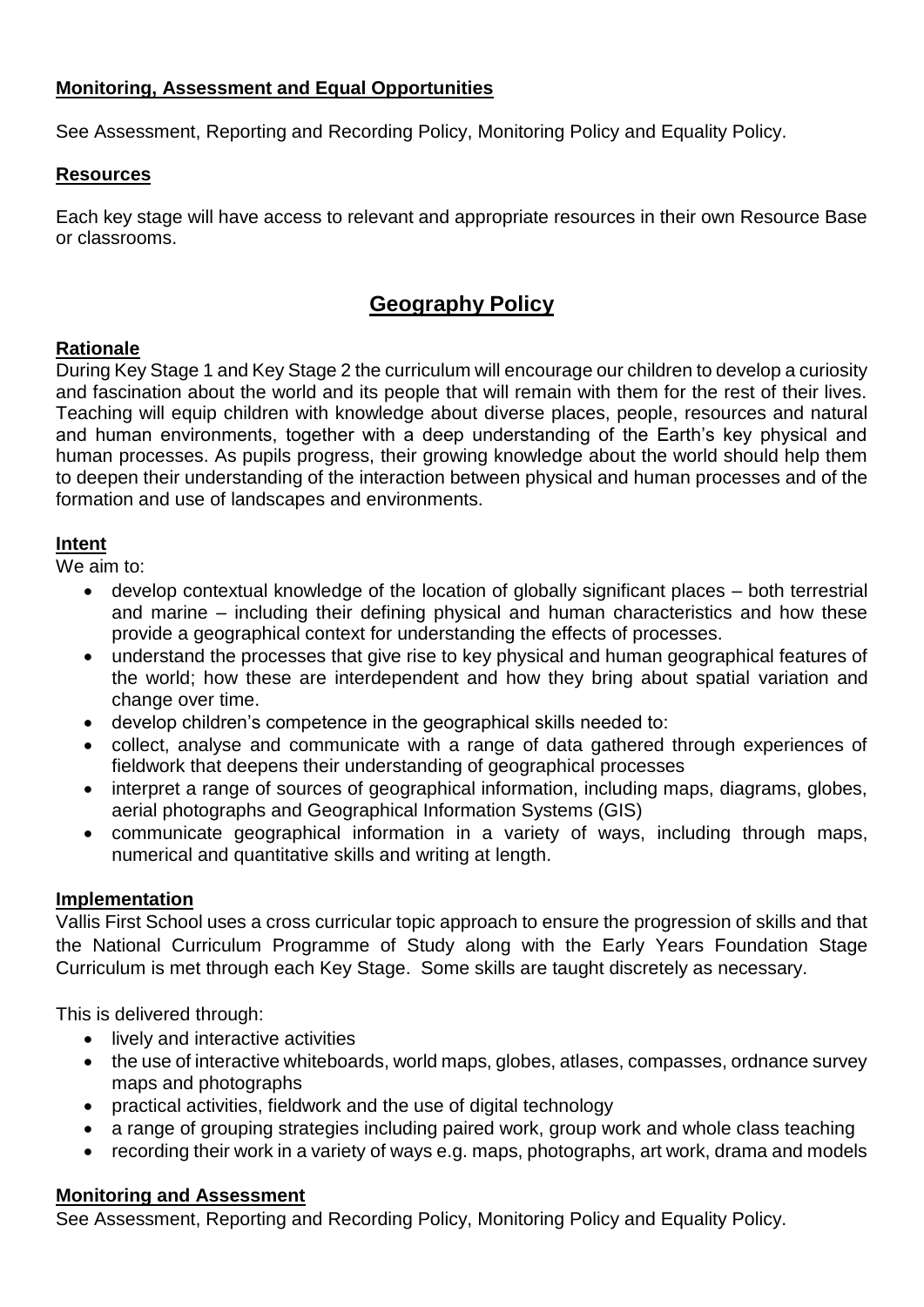**Monitoring, Assessment and Equal Opportunities**

See Assessment, Reporting and Recording Policy, Monitoring Policy and Equality Policy.

**Resources**

Each key stage will have access to relevant and appropriate resources in their own Resource Base or classrooms.

# Geography Policy

**Rationale**

During Key Stage 1 and Key Stage 2 the curriculum will encourage our children to develop a curiosity and fascination about the world and its people that will remain with them for the rest of their lives. Teaching will equip children with knowledge about diverse places, people, resources and natural and human environments, together with a deep understanding of the Earth's key physical and human processes. As pupils progress, their growing knowledge about the world should help them to deepen their understanding of the interaction between physical and human processes and of the formation and use of landscapes and environments.

**Intent**

We aim to:

- develop contextual knowledge of the location of globally significant places – both terrestrial and marine – including their defining physical and human characteristics and how these provide a geographical context for understanding the effects of processes.
- understand the processes that give rise to key physical and human geographical features of the world; how these are interdependent and how they bring about spatial variation and change over time.
- develop children's competence in the geographical skills needed to:
- collect, analyse and communicate with a range of data gathered through experiences of fieldwork that deepens their understanding of geographical processes
- interpret a range of sources of geographical information, including maps, diagrams, globes, aerial photographs and Geographical Information Systems (GIS)
- communicate geographical information in a variety of ways, including through maps, numerical and quantitative skills and writing at length.

**Implementation**

Vallis First School uses a cross curricular topic approach to ensure the progression of skills and that the National Curriculum Programme of Study along with the Early Years Foundation Stage Curriculum is met through each Key Stage. Some skills are taught discretely as necessary.

This is delivered through:

- lively and interactive activities
- the use of interactive whiteboards, world maps, globes, atlases, compasses, ordnance survey maps and photographs
- practical activities, fieldwork and the use of digital technology
- a range of grouping strategies including paired work, group work and whole class teaching
- recording their work in a variety of ways e.g. maps, photographs, art work, drama and models

**Monitoring and Assessment**

See Assessment, Reporting and Recording Policy, Monitoring Policy and Equality Policy.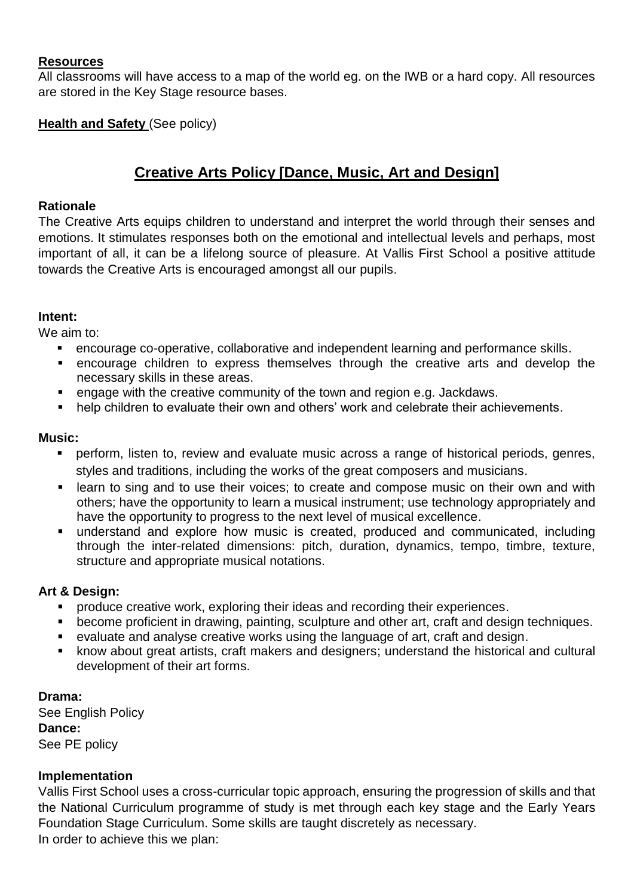**Resources**

All classrooms will have access to a map of the world eg. on the IWB or a hard copy. All resources are stored in the Key Stage resource bases.

**Health and Safety** (See policy)

## Creative Arts Policy [Dance, Music, Art and Design]

**Rationale**

The Creative Arts equips children to understand and interpret the world through their senses and emotions. It stimulates responses both on the emotional and intellectual levels and perhaps, most important of all, it can be a lifelong source of pleasure. At Vallis First School a positive attitude towards the Creative Arts is encouraged amongst all our pupils.

**Intent:**

We aim to:

- encourage co-operative, collaborative and independent learning and performance skills.
- encourage children to express themselves through the creative arts and develop the necessary skills in these areas.
- engage with the creative community of the town and region e.g. Jackdaws.
- help children to evaluate their own and others' work and celebrate their achievements.

**Music:**

- perform, listen to, review and evaluate music across a range of historical periods, genres, styles and traditions, including the works of the great composers and musicians.
- learn to sing and to use their voices; to create and compose music on their own and with others; have the opportunity to learn a musical instrument; use technology appropriately and have the opportunity to progress to the next level of musical excellence.
- understand and explore how music is created, produced and communicated, including through the inter-related dimensions: pitch, duration, dynamics, tempo, timbre, texture, structure and appropriate musical notations.

**Art & Design:**

- produce creative work, exploring their ideas and recording their experiences.
- become proficient in drawing, painting, sculpture and other art, craft and design techniques.
- evaluate and analyse creative works using the language of art, craft and design.
- know about great artists, craft makers and designers; understand the historical and cultural development of their art forms.

**Drama:**
See English Policy
**Dance:**
See PE policy

**Implementation**

Vallis First School uses a cross-curricular topic approach, ensuring the progression of skills and that the National Curriculum programme of study is met through each key stage and the Early Years Foundation Stage Curriculum. Some skills are taught discretely as necessary.
In order to achieve this we plan: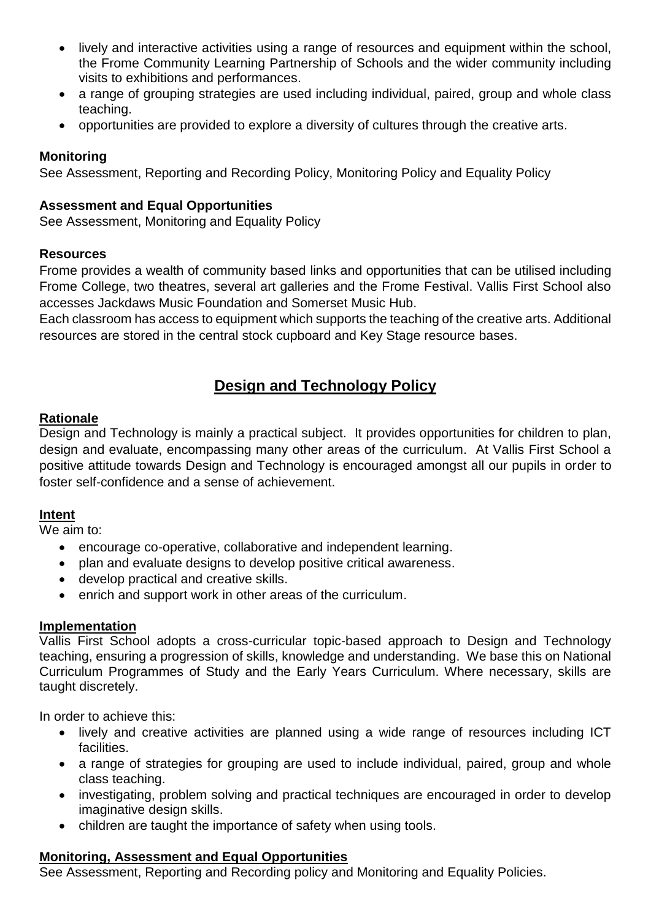- lively and interactive activities using a range of resources and equipment within the school, the Frome Community Learning Partnership of Schools and the wider community including visits to exhibitions and performances.
- a range of grouping strategies are used including individual, paired, group and whole class teaching.
- opportunities are provided to explore a diversity of cultures through the creative arts.

**Monitoring**
See Assessment, Reporting and Recording Policy, Monitoring Policy and Equality Policy

**Assessment and Equal Opportunities**
See Assessment, Monitoring and Equality Policy

**Resources**
Frome provides a wealth of community based links and opportunities that can be utilised including Frome College, two theatres, several art galleries and the Frome Festival. Vallis First School also accesses Jackdaws Music Foundation and Somerset Music Hub.
Each classroom has access to equipment which supports the teaching of the creative arts. Additional resources are stored in the central stock cupboard and Key Stage resource bases.

## Design and Technology Policy

**Rationale**
Design and Technology is mainly a practical subject. It provides opportunities for children to plan, design and evaluate, encompassing many other areas of the curriculum. At Vallis First School a positive attitude towards Design and Technology is encouraged amongst all our pupils in order to foster self-confidence and a sense of achievement.

**Intent**
We aim to:

- encourage co-operative, collaborative and independent learning.
- plan and evaluate designs to develop positive critical awareness.
- develop practical and creative skills.
- enrich and support work in other areas of the curriculum.

**Implementation**
Vallis First School adopts a cross-curricular topic-based approach to Design and Technology teaching, ensuring a progression of skills, knowledge and understanding. We base this on National Curriculum Programmes of Study and the Early Years Curriculum. Where necessary, skills are taught discretely.

In order to achieve this:

- lively and creative activities are planned using a wide range of resources including ICT facilities.
- a range of strategies for grouping are used to include individual, paired, group and whole class teaching.
- investigating, problem solving and practical techniques are encouraged in order to develop imaginative design skills.
- children are taught the importance of safety when using tools.

**Monitoring, Assessment and Equal Opportunities**
See Assessment, Reporting and Recording policy and Monitoring and Equality Policies.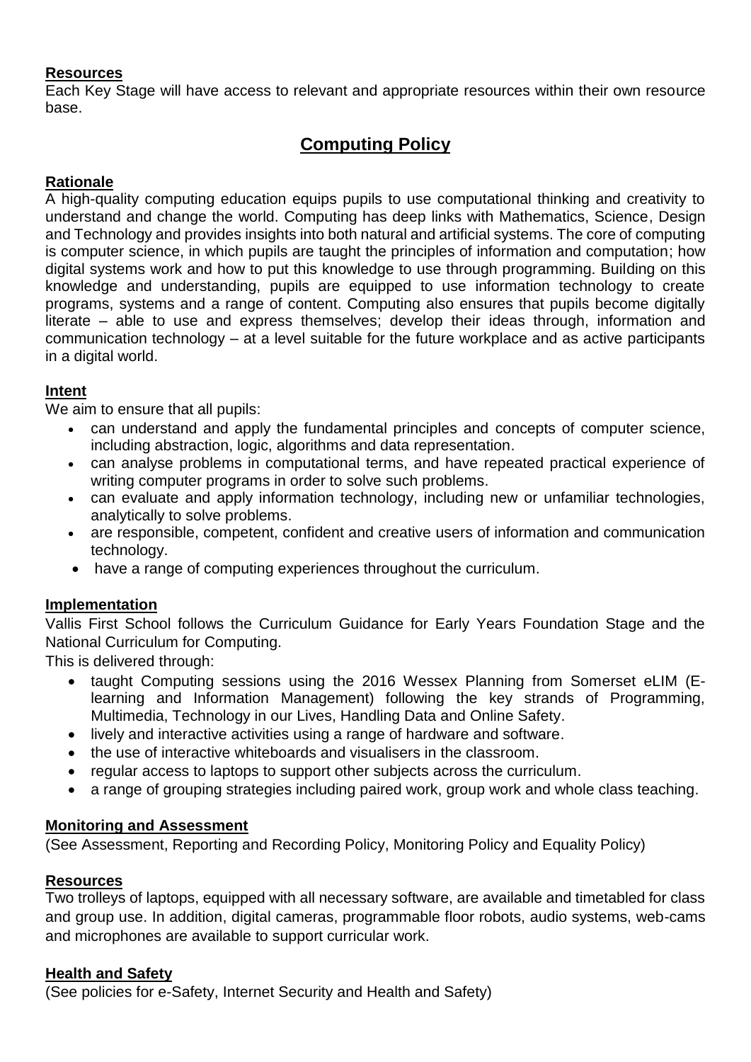**Resources**
Each Key Stage will have access to relevant and appropriate resources within their own resource base.

# Computing Policy

**Rationale**
A high-quality computing education equips pupils to use computational thinking and creativity to understand and change the world. Computing has deep links with Mathematics, Science, Design and Technology and provides insights into both natural and artificial systems. The core of computing is computer science, in which pupils are taught the principles of information and computation; how digital systems work and how to put this knowledge to use through programming. Building on this knowledge and understanding, pupils are equipped to use information technology to create programs, systems and a range of content. Computing also ensures that pupils become digitally literate – able to use and express themselves; develop their ideas through, information and communication technology – at a level suitable for the future workplace and as active participants in a digital world.

**Intent**
We aim to ensure that all pupils:

- can understand and apply the fundamental principles and concepts of computer science, including abstraction, logic, algorithms and data representation.
- can analyse problems in computational terms, and have repeated practical experience of writing computer programs in order to solve such problems.
- can evaluate and apply information technology, including new or unfamiliar technologies, analytically to solve problems.
- are responsible, competent, confident and creative users of information and communication technology.
- have a range of computing experiences throughout the curriculum.

**Implementation**
Vallis First School follows the Curriculum Guidance for Early Years Foundation Stage and the National Curriculum for Computing.
This is delivered through:

- taught Computing sessions using the 2016 Wessex Planning from Somerset eLIM (E-learning and Information Management) following the key strands of Programming, Multimedia, Technology in our Lives, Handling Data and Online Safety.
- lively and interactive activities using a range of hardware and software.
- the use of interactive whiteboards and visualisers in the classroom.
- regular access to laptops to support other subjects across the curriculum.
- a range of grouping strategies including paired work, group work and whole class teaching.

**Monitoring and Assessment**
(See Assessment, Reporting and Recording Policy, Monitoring Policy and Equality Policy)

**Resources**
Two trolleys of laptops, equipped with all necessary software, are available and timetabled for class and group use. In addition, digital cameras, programmable floor robots, audio systems, web-cams and microphones are available to support curricular work.

**Health and Safety**
(See policies for e-Safety, Internet Security and Health and Safety)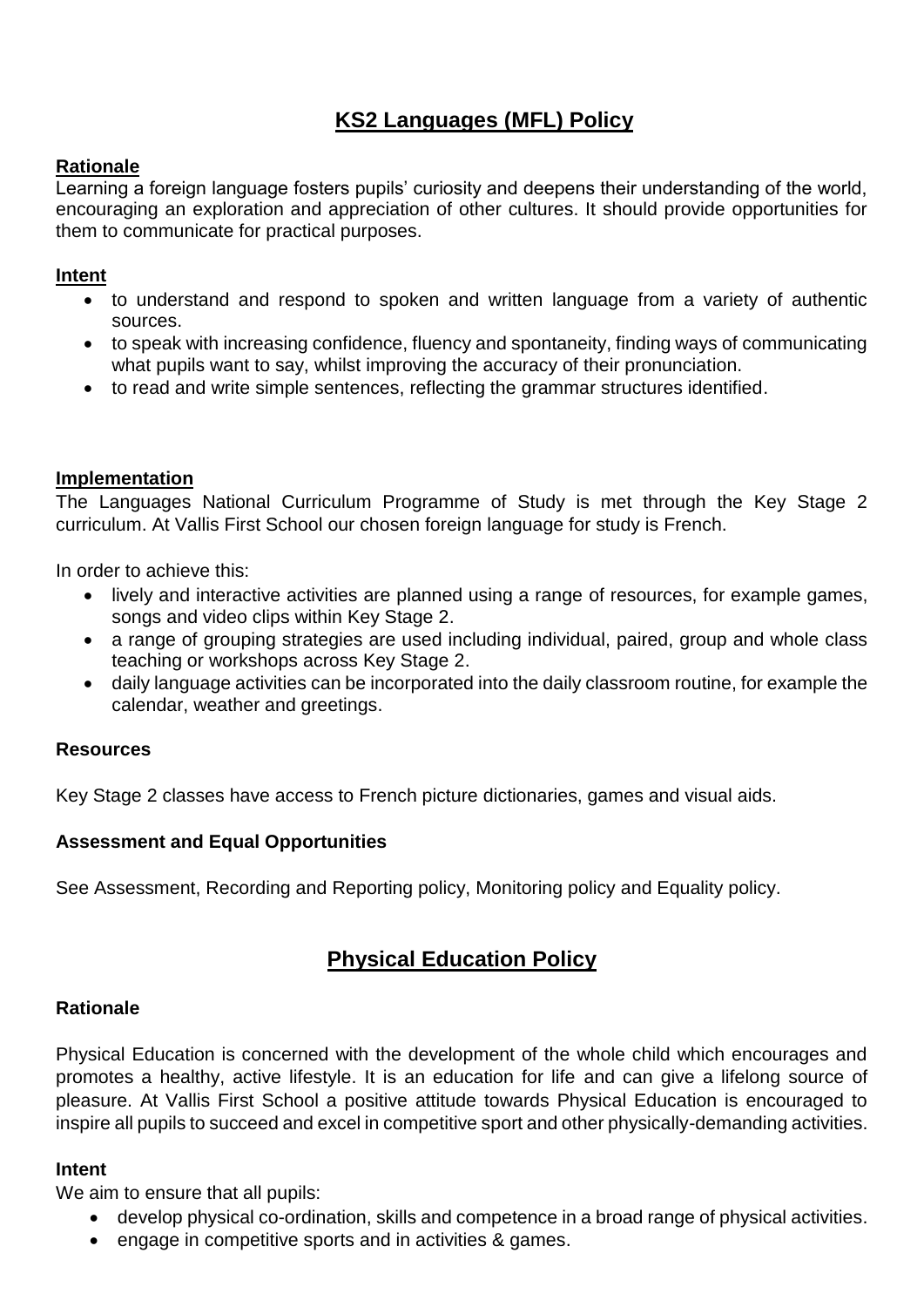## KS2 Languages (MFL) Policy

### Rationale

Learning a foreign language fosters pupils' curiosity and deepens their understanding of the world, encouraging an exploration and appreciation of other cultures. It should provide opportunities for them to communicate for practical purposes.

### Intent

- to understand and respond to spoken and written language from a variety of authentic sources.
- to speak with increasing confidence, fluency and spontaneity, finding ways of communicating what pupils want to say, whilst improving the accuracy of their pronunciation.
- to read and write simple sentences, reflecting the grammar structures identified.

### Implementation

The Languages National Curriculum Programme of Study is met through the Key Stage 2 curriculum. At Vallis First School our chosen foreign language for study is French.

In order to achieve this:

- lively and interactive activities are planned using a range of resources, for example games, songs and video clips within Key Stage 2.
- a range of grouping strategies are used including individual, paired, group and whole class teaching or workshops across Key Stage 2.
- daily language activities can be incorporated into the daily classroom routine, for example the calendar, weather and greetings.

### Resources

Key Stage 2 classes have access to French picture dictionaries, games and visual aids.

### Assessment and Equal Opportunities

See Assessment, Recording and Reporting policy, Monitoring policy and Equality policy.

## Physical Education Policy

### Rationale

Physical Education is concerned with the development of the whole child which encourages and promotes a healthy, active lifestyle. It is an education for life and can give a lifelong source of pleasure. At Vallis First School a positive attitude towards Physical Education is encouraged to inspire all pupils to succeed and excel in competitive sport and other physically-demanding activities.

### Intent

We aim to ensure that all pupils:

- develop physical co-ordination, skills and competence in a broad range of physical activities.
- engage in competitive sports and in activities & games.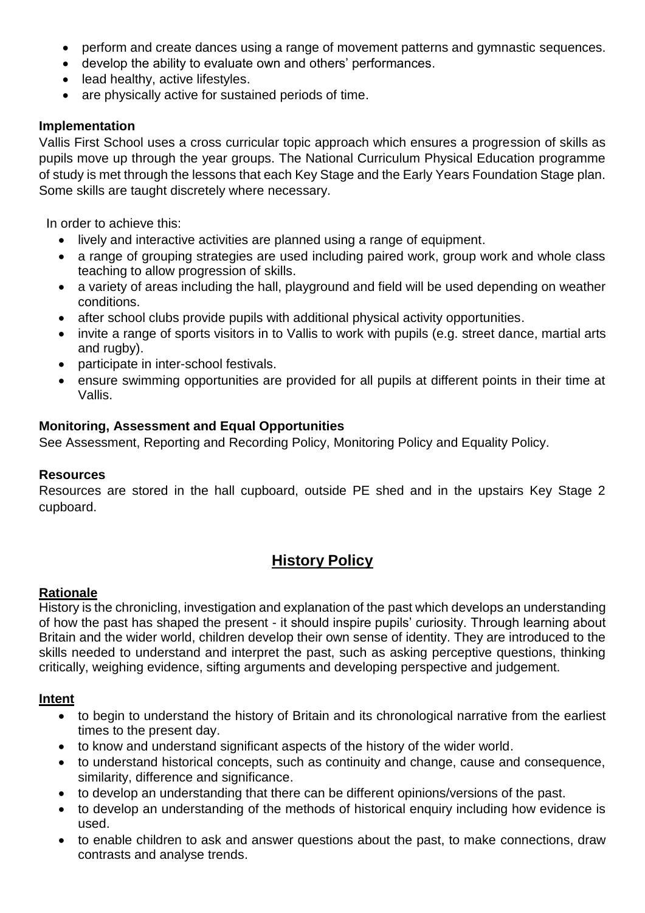- perform and create dances using a range of movement patterns and gymnastic sequences.
- develop the ability to evaluate own and others' performances.
- lead healthy, active lifestyles.
- are physically active for sustained periods of time.

**Implementation**

Vallis First School uses a cross curricular topic approach which ensures a progression of skills as pupils move up through the year groups. The National Curriculum Physical Education programme of study is met through the lessons that each Key Stage and the Early Years Foundation Stage plan. Some skills are taught discretely where necessary.

In order to achieve this:

- lively and interactive activities are planned using a range of equipment.
- a range of grouping strategies are used including paired work, group work and whole class teaching to allow progression of skills.
- a variety of areas including the hall, playground and field will be used depending on weather conditions.
- after school clubs provide pupils with additional physical activity opportunities.
- invite a range of sports visitors in to Vallis to work with pupils (e.g. street dance, martial arts and rugby).
- participate in inter-school festivals.
- ensure swimming opportunities are provided for all pupils at different points in their time at Vallis.

**Monitoring, Assessment and Equal Opportunities**

See Assessment, Reporting and Recording Policy, Monitoring Policy and Equality Policy.

**Resources**

Resources are stored in the hall cupboard, outside PE shed and in the upstairs Key Stage 2 cupboard.

## History Policy

**Rationale**

History is the chronicling, investigation and explanation of the past which develops an understanding of how the past has shaped the present - it should inspire pupils' curiosity. Through learning about Britain and the wider world, children develop their own sense of identity. They are introduced to the skills needed to understand and interpret the past, such as asking perceptive questions, thinking critically, weighing evidence, sifting arguments and developing perspective and judgement.

**Intent**

- to begin to understand the history of Britain and its chronological narrative from the earliest times to the present day.
- to know and understand significant aspects of the history of the wider world.
- to understand historical concepts, such as continuity and change, cause and consequence, similarity, difference and significance.
- to develop an understanding that there can be different opinions/versions of the past.
- to develop an understanding of the methods of historical enquiry including how evidence is used.
- to enable children to ask and answer questions about the past, to make connections, draw contrasts and analyse trends.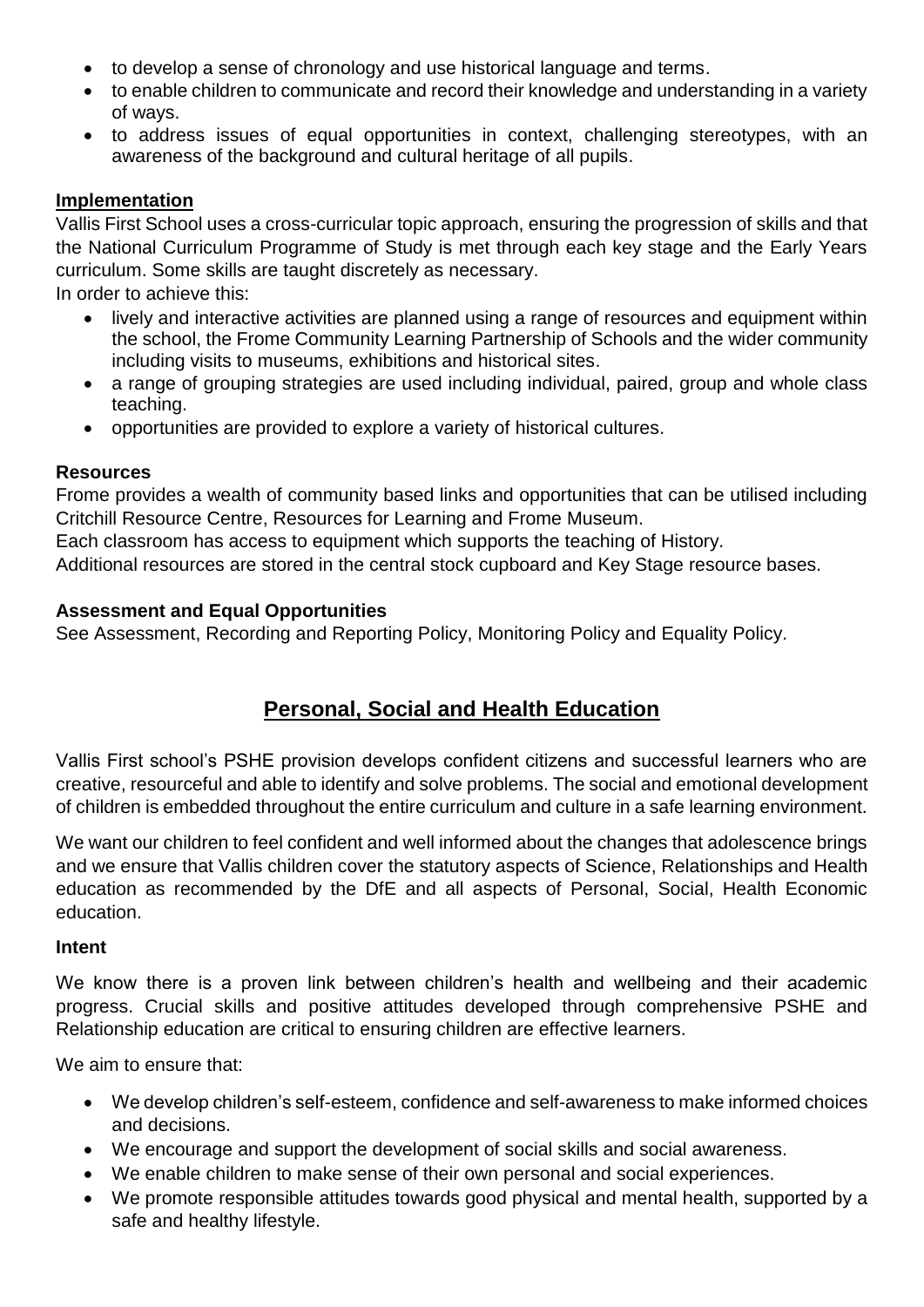- to develop a sense of chronology and use historical language and terms.
- to enable children to communicate and record their knowledge and understanding in a variety of ways.
- to address issues of equal opportunities in context, challenging stereotypes, with an awareness of the background and cultural heritage of all pupils.

**Implementation**

Vallis First School uses a cross-curricular topic approach, ensuring the progression of skills and that the National Curriculum Programme of Study is met through each key stage and the Early Years curriculum. Some skills are taught discretely as necessary.

In order to achieve this:

- lively and interactive activities are planned using a range of resources and equipment within the school, the Frome Community Learning Partnership of Schools and the wider community including visits to museums, exhibitions and historical sites.
- a range of grouping strategies are used including individual, paired, group and whole class teaching.
- opportunities are provided to explore a variety of historical cultures.

**Resources**

Frome provides a wealth of community based links and opportunities that can be utilised including Critchill Resource Centre, Resources for Learning and Frome Museum.

Each classroom has access to equipment which supports the teaching of History.

Additional resources are stored in the central stock cupboard and Key Stage resource bases.

**Assessment and Equal Opportunities**

See Assessment, Recording and Reporting Policy, Monitoring Policy and Equality Policy.

## Personal, Social and Health Education

Vallis First school's PSHE provision develops confident citizens and successful learners who are creative, resourceful and able to identify and solve problems. The social and emotional development of children is embedded throughout the entire curriculum and culture in a safe learning environment.

We want our children to feel confident and well informed about the changes that adolescence brings and we ensure that Vallis children cover the statutory aspects of Science, Relationships and Health education as recommended by the DfE and all aspects of Personal, Social, Health Economic education.

**Intent**

We know there is a proven link between children's health and wellbeing and their academic progress. Crucial skills and positive attitudes developed through comprehensive PSHE and Relationship education are critical to ensuring children are effective learners.

We aim to ensure that:

- We develop children's self-esteem, confidence and self-awareness to make informed choices and decisions.
- We encourage and support the development of social skills and social awareness.
- We enable children to make sense of their own personal and social experiences.
- We promote responsible attitudes towards good physical and mental health, supported by a safe and healthy lifestyle.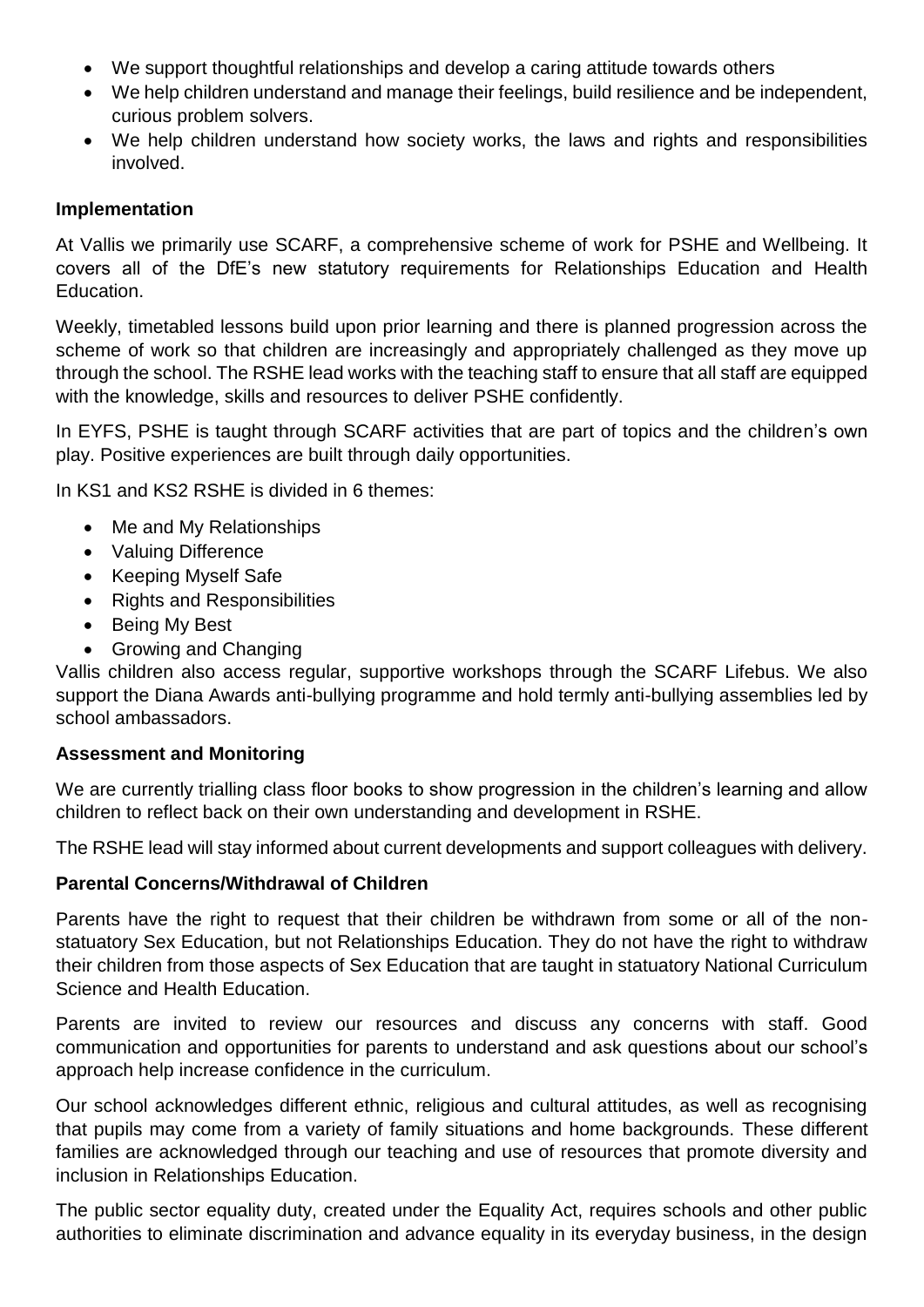- We support thoughtful relationships and develop a caring attitude towards others
- We help children understand and manage their feelings, build resilience and be independent, curious problem solvers.
- We help children understand how society works, the laws and rights and responsibilities involved.

**Implementation**

At Vallis we primarily use SCARF, a comprehensive scheme of work for PSHE and Wellbeing. It covers all of the DfE's new statutory requirements for Relationships Education and Health Education.

Weekly, timetabled lessons build upon prior learning and there is planned progression across the scheme of work so that children are increasingly and appropriately challenged as they move up through the school. The RSHE lead works with the teaching staff to ensure that all staff are equipped with the knowledge, skills and resources to deliver PSHE confidently.

In EYFS, PSHE is taught through SCARF activities that are part of topics and the children's own play. Positive experiences are built through daily opportunities.

In KS1 and KS2 RSHE is divided in 6 themes:

- Me and My Relationships
- Valuing Difference
- Keeping Myself Safe
- Rights and Responsibilities
- Being My Best
- Growing and Changing

Vallis children also access regular, supportive workshops through the SCARF Lifebus. We also support the Diana Awards anti-bullying programme and hold termly anti-bullying assemblies led by school ambassadors.

**Assessment and Monitoring**

We are currently trialling class floor books to show progression in the children's learning and allow children to reflect back on their own understanding and development in RSHE.

The RSHE lead will stay informed about current developments and support colleagues with delivery.

**Parental Concerns/Withdrawal of Children**

Parents have the right to request that their children be withdrawn from some or all of the non-statuatory Sex Education, but not Relationships Education. They do not have the right to withdraw their children from those aspects of Sex Education that are taught in statuatory National Curriculum Science and Health Education.

Parents are invited to review our resources and discuss any concerns with staff. Good communication and opportunities for parents to understand and ask questions about our school's approach help increase confidence in the curriculum.

Our school acknowledges different ethnic, religious and cultural attitudes, as well as recognising that pupils may come from a variety of family situations and home backgrounds. These different families are acknowledged through our teaching and use of resources that promote diversity and inclusion in Relationships Education.

The public sector equality duty, created under the Equality Act, requires schools and other public authorities to eliminate discrimination and advance equality in its everyday business, in the design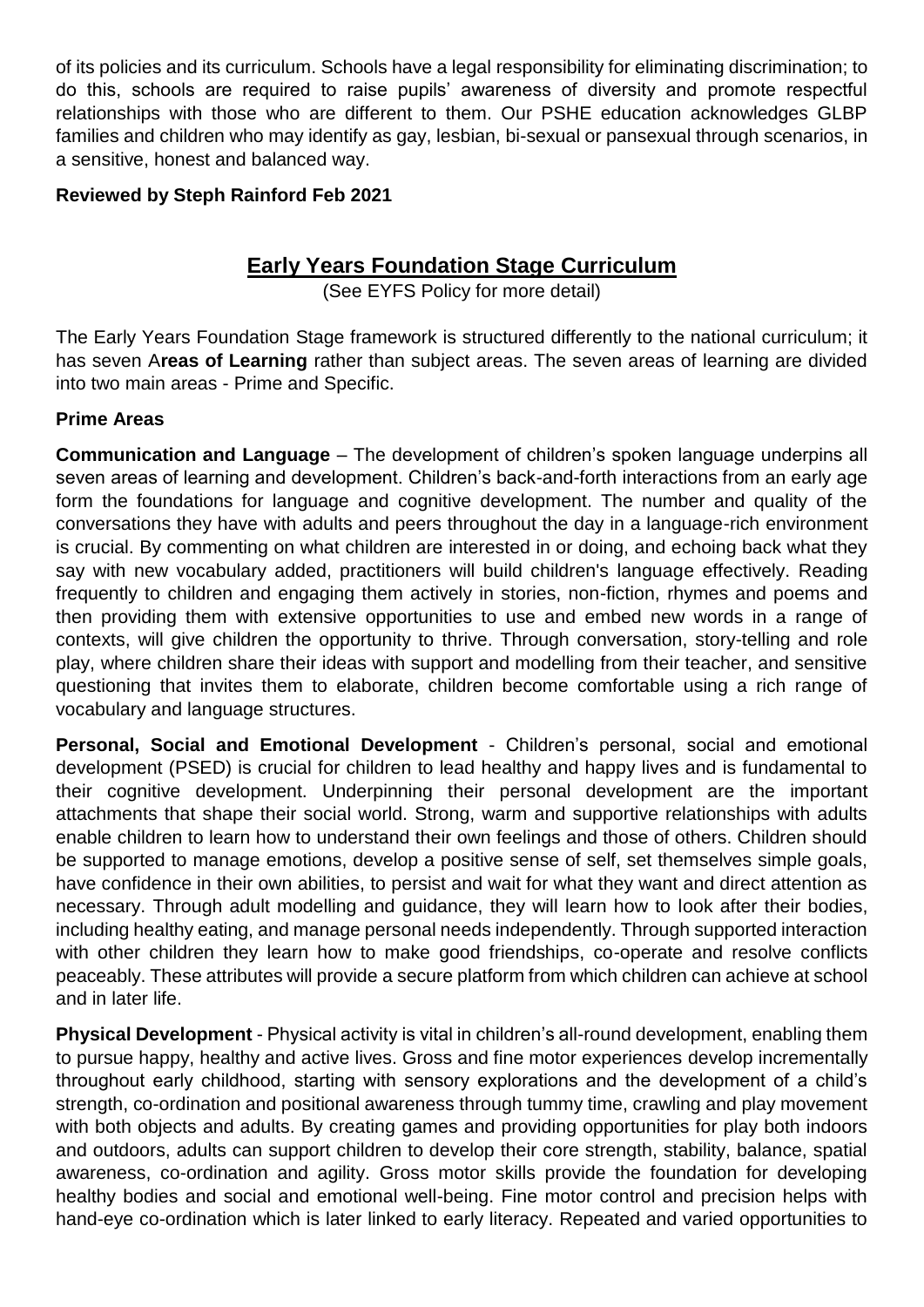of its policies and its curriculum. Schools have a legal responsibility for eliminating discrimination; to do this, schools are required to raise pupils' awareness of diversity and promote respectful relationships with those who are different to them. Our PSHE education acknowledges GLBP families and children who may identify as gay, lesbian, bi-sexual or pansexual through scenarios, in a sensitive, honest and balanced way.

**Reviewed by Steph Rainford Feb 2021**

## Early Years Foundation Stage Curriculum

(See EYFS Policy for more detail)

The Early Years Foundation Stage framework is structured differently to the national curriculum; it has seven A**reas of Learning** rather than subject areas. The seven areas of learning are divided into two main areas - Prime and Specific.

**Prime Areas**

**Communication and Language** – The development of children's spoken language underpins all seven areas of learning and development. Children's back-and-forth interactions from an early age form the foundations for language and cognitive development. The number and quality of the conversations they have with adults and peers throughout the day in a language-rich environment is crucial. By commenting on what children are interested in or doing, and echoing back what they say with new vocabulary added, practitioners will build children's language effectively. Reading frequently to children and engaging them actively in stories, non-fiction, rhymes and poems and then providing them with extensive opportunities to use and embed new words in a range of contexts, will give children the opportunity to thrive. Through conversation, story-telling and role play, where children share their ideas with support and modelling from their teacher, and sensitive questioning that invites them to elaborate, children become comfortable using a rich range of vocabulary and language structures.

**Personal, Social and Emotional Development** - Children's personal, social and emotional development (PSED) is crucial for children to lead healthy and happy lives and is fundamental to their cognitive development. Underpinning their personal development are the important attachments that shape their social world. Strong, warm and supportive relationships with adults enable children to learn how to understand their own feelings and those of others. Children should be supported to manage emotions, develop a positive sense of self, set themselves simple goals, have confidence in their own abilities, to persist and wait for what they want and direct attention as necessary. Through adult modelling and guidance, they will learn how to look after their bodies, including healthy eating, and manage personal needs independently. Through supported interaction with other children they learn how to make good friendships, co-operate and resolve conflicts peaceably. These attributes will provide a secure platform from which children can achieve at school and in later life.

**Physical Development** - Physical activity is vital in children's all-round development, enabling them to pursue happy, healthy and active lives. Gross and fine motor experiences develop incrementally throughout early childhood, starting with sensory explorations and the development of a child's strength, co-ordination and positional awareness through tummy time, crawling and play movement with both objects and adults. By creating games and providing opportunities for play both indoors and outdoors, adults can support children to develop their core strength, stability, balance, spatial awareness, co-ordination and agility. Gross motor skills provide the foundation for developing healthy bodies and social and emotional well-being. Fine motor control and precision helps with hand-eye co-ordination which is later linked to early literacy. Repeated and varied opportunities to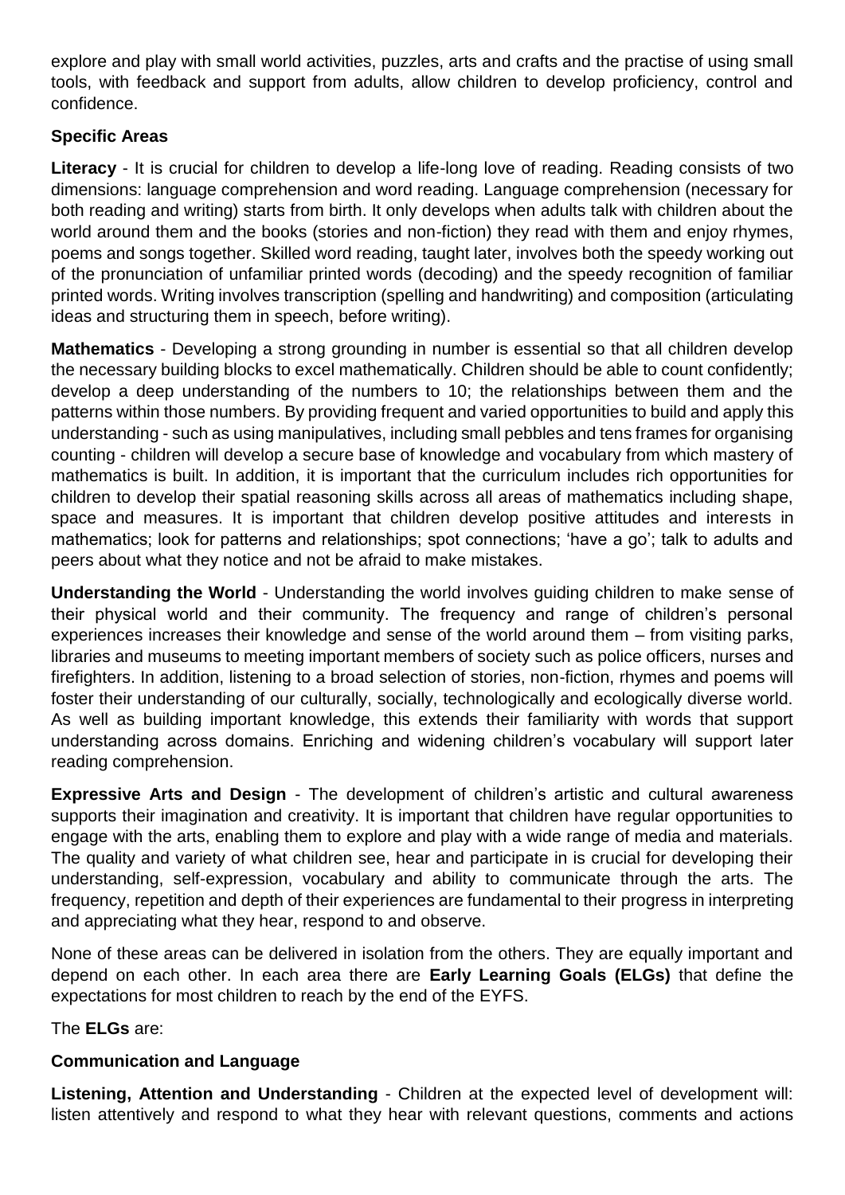explore and play with small world activities, puzzles, arts and crafts and the practise of using small tools, with feedback and support from adults, allow children to develop proficiency, control and confidence.

**Specific Areas**

**Literacy** - It is crucial for children to develop a life-long love of reading. Reading consists of two dimensions: language comprehension and word reading. Language comprehension (necessary for both reading and writing) starts from birth. It only develops when adults talk with children about the world around them and the books (stories and non-fiction) they read with them and enjoy rhymes, poems and songs together. Skilled word reading, taught later, involves both the speedy working out of the pronunciation of unfamiliar printed words (decoding) and the speedy recognition of familiar printed words. Writing involves transcription (spelling and handwriting) and composition (articulating ideas and structuring them in speech, before writing).

**Mathematics** - Developing a strong grounding in number is essential so that all children develop the necessary building blocks to excel mathematically. Children should be able to count confidently; develop a deep understanding of the numbers to 10; the relationships between them and the patterns within those numbers. By providing frequent and varied opportunities to build and apply this understanding - such as using manipulatives, including small pebbles and tens frames for organising counting - children will develop a secure base of knowledge and vocabulary from which mastery of mathematics is built. In addition, it is important that the curriculum includes rich opportunities for children to develop their spatial reasoning skills across all areas of mathematics including shape, space and measures. It is important that children develop positive attitudes and interests in mathematics; look for patterns and relationships; spot connections; 'have a go'; talk to adults and peers about what they notice and not be afraid to make mistakes.

**Understanding the World** - Understanding the world involves guiding children to make sense of their physical world and their community. The frequency and range of children's personal experiences increases their knowledge and sense of the world around them – from visiting parks, libraries and museums to meeting important members of society such as police officers, nurses and firefighters. In addition, listening to a broad selection of stories, non-fiction, rhymes and poems will foster their understanding of our culturally, socially, technologically and ecologically diverse world. As well as building important knowledge, this extends their familiarity with words that support understanding across domains. Enriching and widening children's vocabulary will support later reading comprehension.

**Expressive Arts and Design** - The development of children's artistic and cultural awareness supports their imagination and creativity. It is important that children have regular opportunities to engage with the arts, enabling them to explore and play with a wide range of media and materials. The quality and variety of what children see, hear and participate in is crucial for developing their understanding, self-expression, vocabulary and ability to communicate through the arts. The frequency, repetition and depth of their experiences are fundamental to their progress in interpreting and appreciating what they hear, respond to and observe.

None of these areas can be delivered in isolation from the others. They are equally important and depend on each other. In each area there are **Early Learning Goals (ELGs)** that define the expectations for most children to reach by the end of the EYFS.

The **ELGs** are:

**Communication and Language**

**Listening, Attention and Understanding** - Children at the expected level of development will: listen attentively and respond to what they hear with relevant questions, comments and actions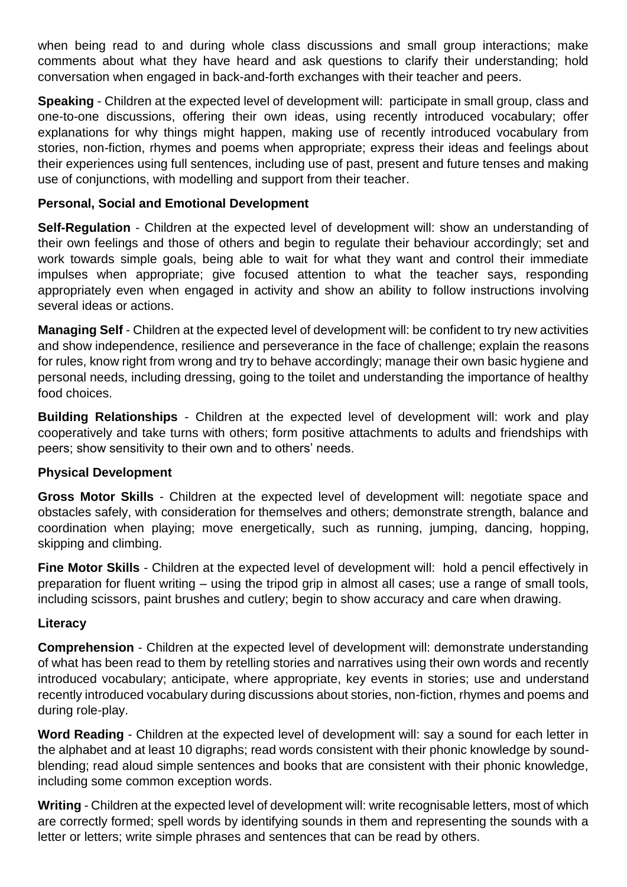when being read to and during whole class discussions and small group interactions; make comments about what they have heard and ask questions to clarify their understanding; hold conversation when engaged in back-and-forth exchanges with their teacher and peers.

**Speaking** - Children at the expected level of development will: participate in small group, class and one-to-one discussions, offering their own ideas, using recently introduced vocabulary; offer explanations for why things might happen, making use of recently introduced vocabulary from stories, non-fiction, rhymes and poems when appropriate; express their ideas and feelings about their experiences using full sentences, including use of past, present and future tenses and making use of conjunctions, with modelling and support from their teacher.

**Personal, Social and Emotional Development**

**Self-Regulation** - Children at the expected level of development will: show an understanding of their own feelings and those of others and begin to regulate their behaviour accordingly; set and work towards simple goals, being able to wait for what they want and control their immediate impulses when appropriate; give focused attention to what the teacher says, responding appropriately even when engaged in activity and show an ability to follow instructions involving several ideas or actions.

**Managing Self** - Children at the expected level of development will: be confident to try new activities and show independence, resilience and perseverance in the face of challenge; explain the reasons for rules, know right from wrong and try to behave accordingly; manage their own basic hygiene and personal needs, including dressing, going to the toilet and understanding the importance of healthy food choices.

**Building Relationships** - Children at the expected level of development will: work and play cooperatively and take turns with others; form positive attachments to adults and friendships with peers; show sensitivity to their own and to others' needs.

**Physical Development**

**Gross Motor Skills** - Children at the expected level of development will: negotiate space and obstacles safely, with consideration for themselves and others; demonstrate strength, balance and coordination when playing; move energetically, such as running, jumping, dancing, hopping, skipping and climbing.

**Fine Motor Skills** - Children at the expected level of development will: hold a pencil effectively in preparation for fluent writing – using the tripod grip in almost all cases; use a range of small tools, including scissors, paint brushes and cutlery; begin to show accuracy and care when drawing.

**Literacy**

**Comprehension** - Children at the expected level of development will: demonstrate understanding of what has been read to them by retelling stories and narratives using their own words and recently introduced vocabulary; anticipate, where appropriate, key events in stories; use and understand recently introduced vocabulary during discussions about stories, non-fiction, rhymes and poems and during role-play.

**Word Reading** - Children at the expected level of development will: say a sound for each letter in the alphabet and at least 10 digraphs; read words consistent with their phonic knowledge by sound-blending; read aloud simple sentences and books that are consistent with their phonic knowledge, including some common exception words.

**Writing** - Children at the expected level of development will: write recognisable letters, most of which are correctly formed; spell words by identifying sounds in them and representing the sounds with a letter or letters; write simple phrases and sentences that can be read by others.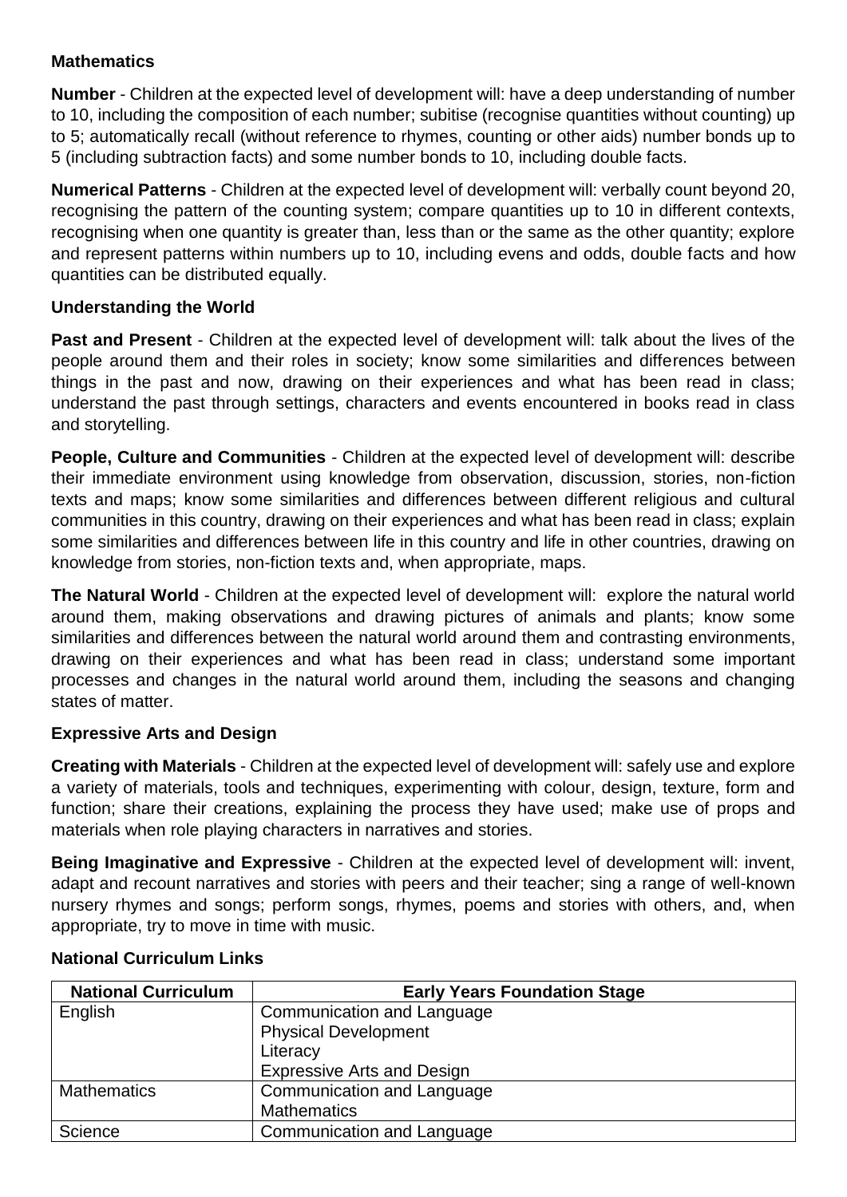## Mathematics

**Number** - Children at the expected level of development will: have a deep understanding of number to 10, including the composition of each number; subitise (recognise quantities without counting) up to 5; automatically recall (without reference to rhymes, counting or other aids) number bonds up to 5 (including subtraction facts) and some number bonds to 10, including double facts.

**Numerical Patterns** - Children at the expected level of development will: verbally count beyond 20, recognising the pattern of the counting system; compare quantities up to 10 in different contexts, recognising when one quantity is greater than, less than or the same as the other quantity; explore and represent patterns within numbers up to 10, including evens and odds, double facts and how quantities can be distributed equally.

## Understanding the World

**Past and Present** - Children at the expected level of development will: talk about the lives of the people around them and their roles in society; know some similarities and differences between things in the past and now, drawing on their experiences and what has been read in class; understand the past through settings, characters and events encountered in books read in class and storytelling.

**People, Culture and Communities** - Children at the expected level of development will: describe their immediate environment using knowledge from observation, discussion, stories, non-fiction texts and maps; know some similarities and differences between different religious and cultural communities in this country, drawing on their experiences and what has been read in class; explain some similarities and differences between life in this country and life in other countries, drawing on knowledge from stories, non-fiction texts and, when appropriate, maps.

**The Natural World** - Children at the expected level of development will: explore the natural world around them, making observations and drawing pictures of animals and plants; know some similarities and differences between the natural world around them and contrasting environments, drawing on their experiences and what has been read in class; understand some important processes and changes in the natural world around them, including the seasons and changing states of matter.

## Expressive Arts and Design

**Creating with Materials** - Children at the expected level of development will: safely use and explore a variety of materials, tools and techniques, experimenting with colour, design, texture, form and function; share their creations, explaining the process they have used; make use of props and materials when role playing characters in narratives and stories.

**Being Imaginative and Expressive** - Children at the expected level of development will: invent, adapt and recount narratives and stories with peers and their teacher; sing a range of well-known nursery rhymes and songs; perform songs, rhymes, poems and stories with others, and, when appropriate, try to move in time with music.

## National Curriculum Links

| National Curriculum | Early Years Foundation Stage |
|---|---|
| English | Communication and Language<br>Physical Development<br>Literacy<br>Expressive Arts and Design |
| Mathematics | Communication and Language<br>Mathematics |
| Science | Communication and Language |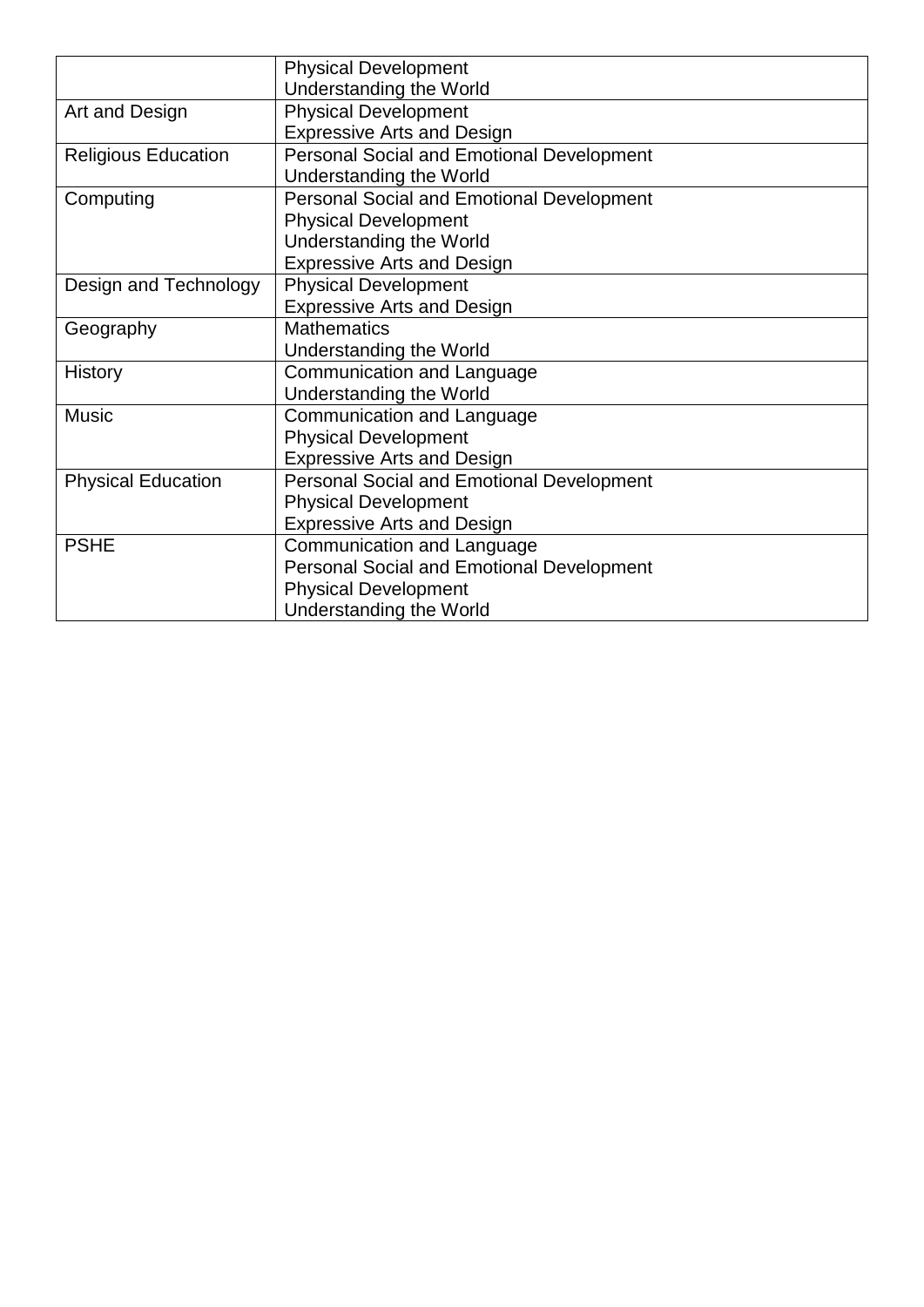| | |
|---|---|
| | Physical Development<br>Understanding the World |
| Art and Design | Physical Development<br>Expressive Arts and Design |
| Religious Education | Personal Social and Emotional Development<br>Understanding the World |
| Computing | Personal Social and Emotional Development<br>Physical Development<br>Understanding the World<br>Expressive Arts and Design |
| Design and Technology | Physical Development<br>Expressive Arts and Design |
| Geography | Mathematics<br>Understanding the World |
| History | Communication and Language<br>Understanding the World |
| Music | Communication and Language<br>Physical Development<br>Expressive Arts and Design |
| Physical Education | Personal Social and Emotional Development<br>Physical Development<br>Expressive Arts and Design |
| PSHE | Communication and Language<br>Personal Social and Emotional Development<br>Physical Development<br>Understanding the World |